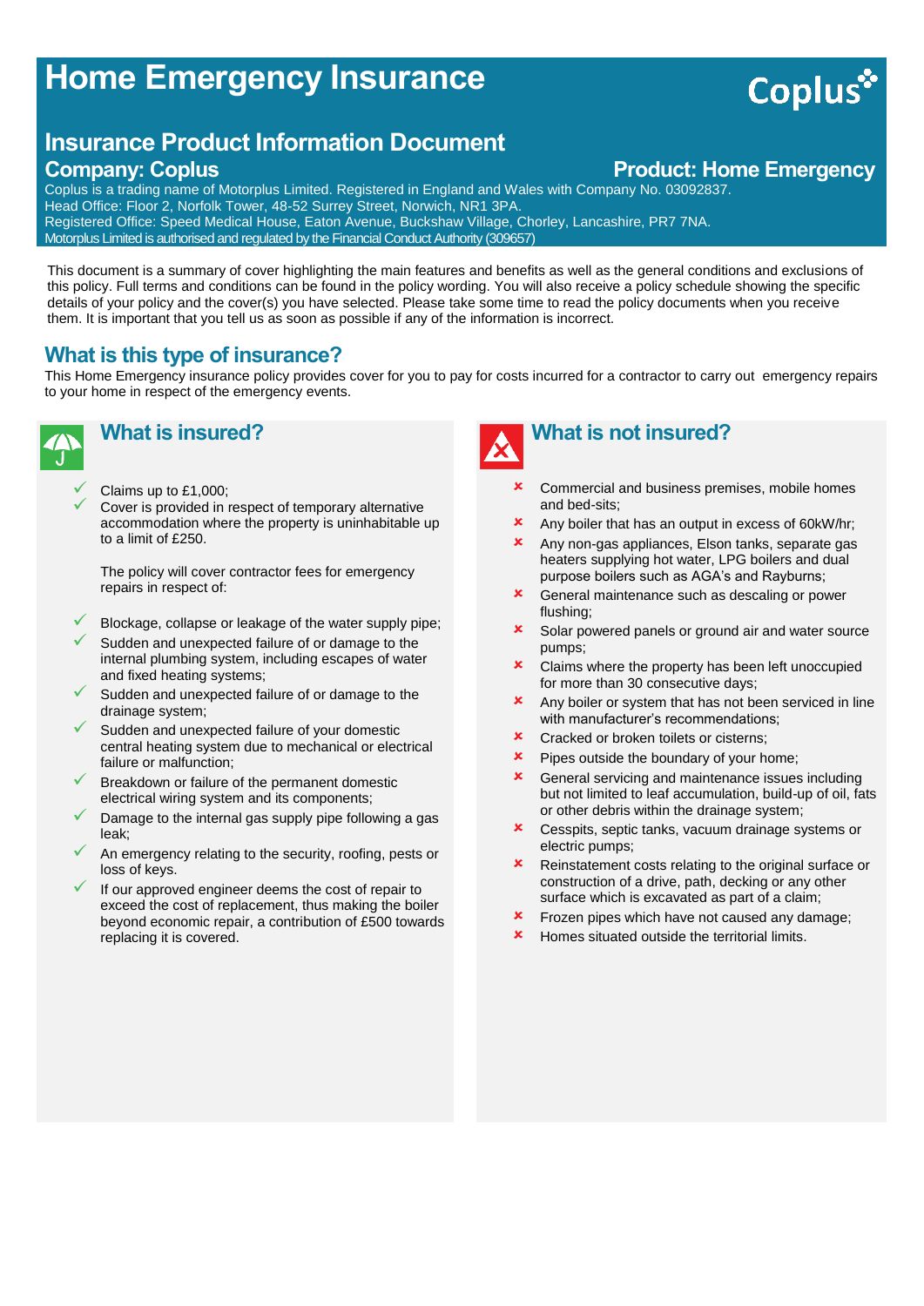# Home Emergency Insurance

Coplus

## Insurance Product Information Document

**Company: Coplus**

**Product: Home Emergency**

Coplus is a trading name of Motorplus Limited. Registered in England and Wales with Company No. 03092837.
Head Office: Floor 2, Norfolk Tower, 48-52 Surrey Street, Norwich, NR1 3PA.
Registered Office: Speed Medical House, Eaton Avenue, Buckshaw Village, Chorley, Lancashire, PR7 7NA.
Motorplus Limited is authorised and regulated by the Financial Conduct Authority (309657)

This document is a summary of cover highlighting the main features and benefits as well as the general conditions and exclusions of this policy. Full terms and conditions can be found in the policy wording. You will also receive a policy schedule showing the specific details of your policy and the cover(s) you have selected. Please take some time to read the policy documents when you receive them. It is important that you tell us as soon as possible if any of the information is incorrect.

## What is this type of insurance?

This Home Emergency insurance policy provides cover for you to pay for costs incurred for a contractor to carry out emergency repairs to your home in respect of the emergency events.

## What is insured?

- ✓ Claims up to £1,000;
- ✓ Cover is provided in respect of temporary alternative accommodation where the property is uninhabitable up to a limit of £250.

The policy will cover contractor fees for emergency repairs in respect of:

- ✓ Blockage, collapse or leakage of the water supply pipe;
- ✓ Sudden and unexpected failure of or damage to the internal plumbing system, including escapes of water and fixed heating systems;
- ✓ Sudden and unexpected failure of or damage to the drainage system;
- ✓ Sudden and unexpected failure of your domestic central heating system due to mechanical or electrical failure or malfunction;
- ✓ Breakdown or failure of the permanent domestic electrical wiring system and its components;
- ✓ Damage to the internal gas supply pipe following a gas leak;
- ✓ An emergency relating to the security, roofing, pests or loss of keys.
- ✓ If our approved engineer deems the cost of repair to exceed the cost of replacement, thus making the boiler beyond economic repair, a contribution of £500 towards replacing it is covered.

## What is not insured?

- ✗ Commercial and business premises, mobile homes and bed-sits;
- ✗ Any boiler that has an output in excess of 60kW/hr;
- ✗ Any non-gas appliances, Elson tanks, separate gas heaters supplying hot water, LPG boilers and dual purpose boilers such as AGA's and Rayburns;
- ✗ General maintenance such as descaling or power flushing;
- ✗ Solar powered panels or ground air and water source pumps;
- ✗ Claims where the property has been left unoccupied for more than 30 consecutive days;
- ✗ Any boiler or system that has not been serviced in line with manufacturer's recommendations;
- ✗ Cracked or broken toilets or cisterns;
- ✗ Pipes outside the boundary of your home;
- ✗ General servicing and maintenance issues including but not limited to leaf accumulation, build-up of oil, fats or other debris within the drainage system;
- ✗ Cesspits, septic tanks, vacuum drainage systems or electric pumps;
- ✗ Reinstatement costs relating to the original surface or construction of a drive, path, decking or any other surface which is excavated as part of a claim;
- ✗ Frozen pipes which have not caused any damage;
- ✗ Homes situated outside the territorial limits.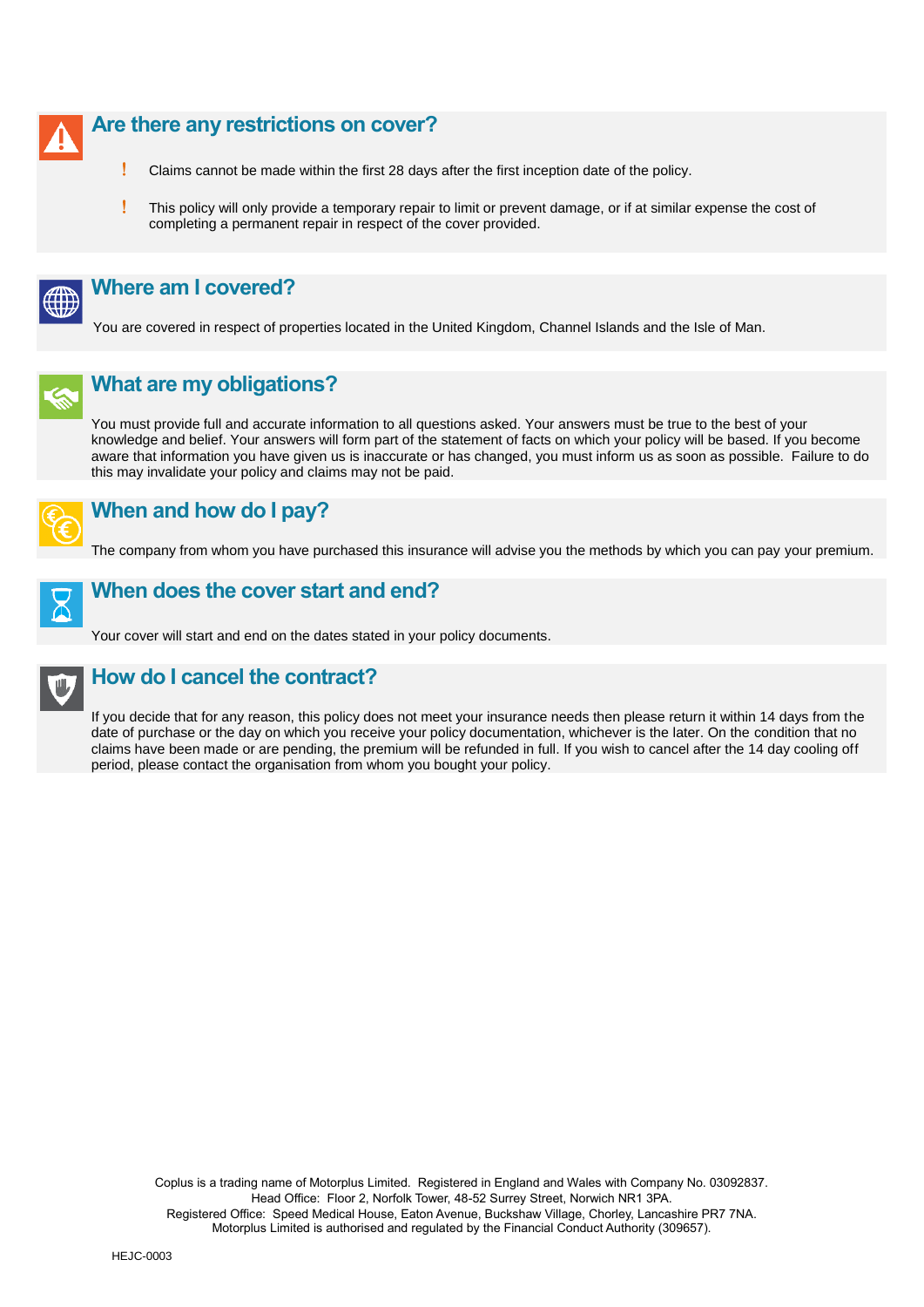## Are there any restrictions on cover?

- ! Claims cannot be made within the first 28 days after the first inception date of the policy.
- ! This policy will only provide a temporary repair to limit or prevent damage, or if at similar expense the cost of completing a permanent repair in respect of the cover provided.

## Where am I covered?

You are covered in respect of properties located in the United Kingdom, Channel Islands and the Isle of Man.

## What are my obligations?

You must provide full and accurate information to all questions asked. Your answers must be true to the best of your knowledge and belief. Your answers will form part of the statement of facts on which your policy will be based. If you become aware that information you have given us is inaccurate or has changed, you must inform us as soon as possible. Failure to do this may invalidate your policy and claims may not be paid.

## When and how do I pay?

The company from whom you have purchased this insurance will advise you the methods by which you can pay your premium.

## When does the cover start and end?

Your cover will start and end on the dates stated in your policy documents.

## How do I cancel the contract?

If you decide that for any reason, this policy does not meet your insurance needs then please return it within 14 days from the date of purchase or the day on which you receive your policy documentation, whichever is the later. On the condition that no claims have been made or are pending, the premium will be refunded in full. If you wish to cancel after the 14 day cooling off period, please contact the organisation from whom you bought your policy.

Coplus is a trading name of Motorplus Limited. Registered in England and Wales with Company No. 03092837.
Head Office: Floor 2, Norfolk Tower, 48-52 Surrey Street, Norwich NR1 3PA.
Registered Office: Speed Medical House, Eaton Avenue, Buckshaw Village, Chorley, Lancashire PR7 7NA.
Motorplus Limited is authorised and regulated by the Financial Conduct Authority (309657).

HEJC-0003